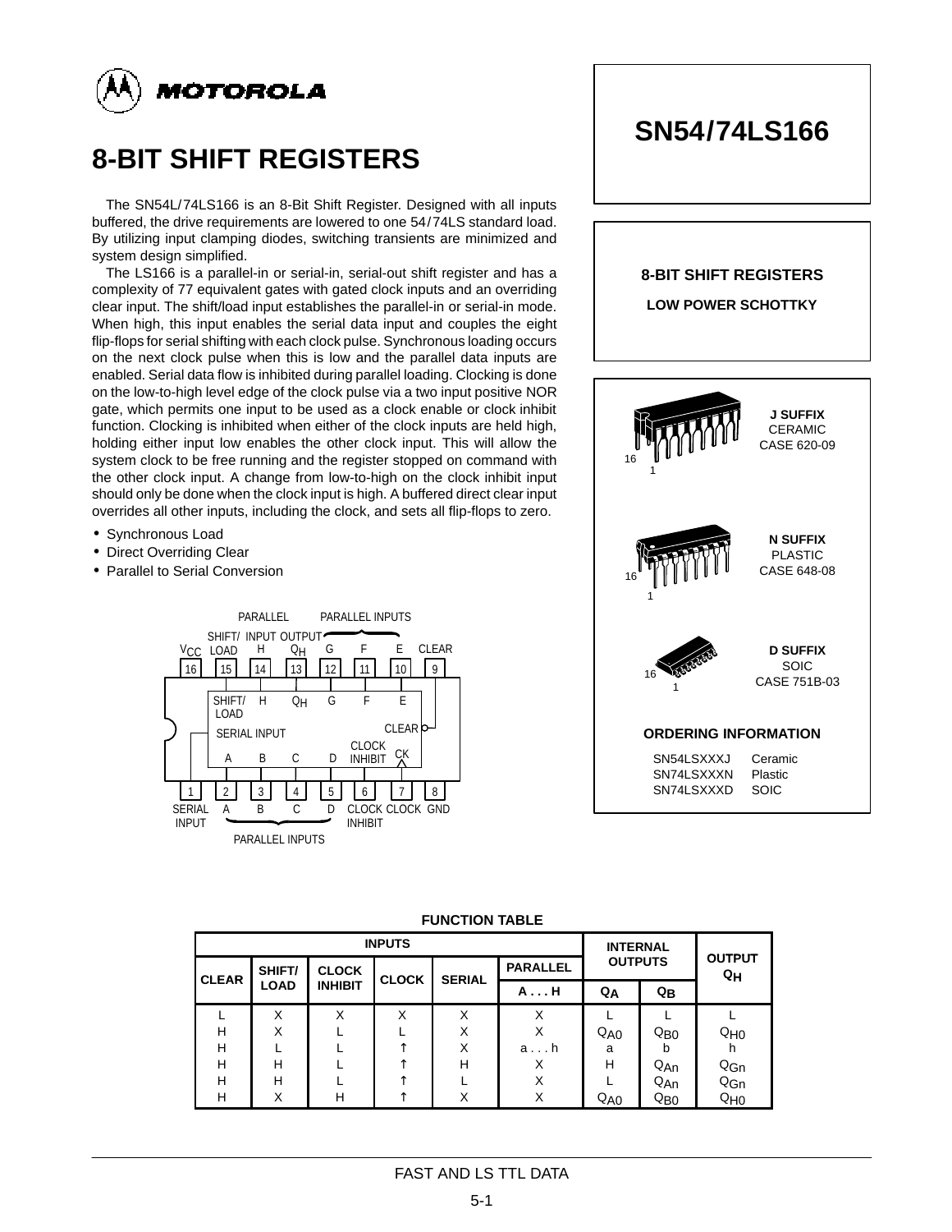# 8-BIT SHIFT REGISTERS

The SN54L/74LS166 is an 8-Bit Shift Register. Designed with all inputs buffered, the drive requirements are lowered to one 54/74LS standard load. By utilizing input clamping diodes, switching transients are minimized and system design simplified.

The LS166 is a parallel-in or serial-in, serial-out shift register and has a complexity of 77 equivalent gates with gated clock inputs and an overriding clear input. The shift/load input establishes the parallel-in or serial-in mode. When high, this input enables the serial data input and couples the eight flip-flops for serial shifting with each clock pulse. Synchronous loading occurs on the next clock pulse when this is low and the parallel data inputs are enabled. Serial data flow is inhibited during parallel loading. Clocking is done on the low-to-high level edge of the clock pulse via a two input positive NOR gate, which permits one input to be used as a clock enable or clock inhibit function. Clocking is inhibited when either of the clock inputs are held high, holding either input low enables the other clock input. This will allow the system clock to be free running and the register stopped on command with the other clock input. A change from low-to-high on the clock inhibit input should only be done when the clock input is high. A buffered direct clear input overrides all other inputs, including the clock, and sets all flip-flops to zero.

- Synchronous Load
- Direct Overriding Clear
- Parallel to Serial Conversion

**Pin connections:**

| Pin | Function | Pin | Function |
|---|---|---|---|
| 1 | SERIAL INPUT | 16 | $V_{CC}$ |
| 2 | A (Parallel Input) | 15 | SHIFT/LOAD |
| 3 | B (Parallel Input) | 14 | H (Parallel Input) |
| 4 | C (Parallel Input) | 13 | $Q_H$ (Output) |
| 5 | D (Parallel Input) | 12 | G (Parallel Input) |
| 6 | CLOCK INHIBIT | 11 | F (Parallel Input) |
| 7 | CLOCK | 10 | E (Parallel Input) |
| 8 | GND | 9 | CLEAR |

# SN54/74LS166

**8-BIT SHIFT REGISTERS**

**LOW POWER SCHOTTKY**

**J SUFFIX**
CERAMIC
CASE 620-09

**N SUFFIX**
PLASTIC
CASE 648-08

**D SUFFIX**
SOIC
CASE 751B-03

**ORDERING INFORMATION**

| | |
|---|---|
| SN54LSXXXJ | Ceramic |
| SN74LSXXXN | Plastic |
| SN74LSXXXD | SOIC |

**FUNCTION TABLE**

| INPUTS | | | | | | INTERNAL OUTPUTS | | OUTPUT $Q_H$ |
|---|---|---|---|---|---|---|---|---|
| CLEAR | SHIFT/LOAD | CLOCK INHIBIT | CLOCK | SERIAL | PARALLEL A . . . H | $Q_A$ | $Q_B$ | |
| L | X | X | X | X | X | L | L | L |
| H | X | L | L | X | X | $Q_{A0}$ | $Q_{B0}$ | $Q_{H0}$ |
| H | L | L | ↑ | X | a . . . h | a | b | h |
| H | H | L | ↑ | H | X | H | $Q_{An}$ | $Q_{Gn}$ |
| H | H | L | ↑ | L | X | L | $Q_{An}$ | $Q_{Gn}$ |
| H | X | H | ↑ | X | X | $Q_{A0}$ | $Q_{B0}$ | $Q_{H0}$ |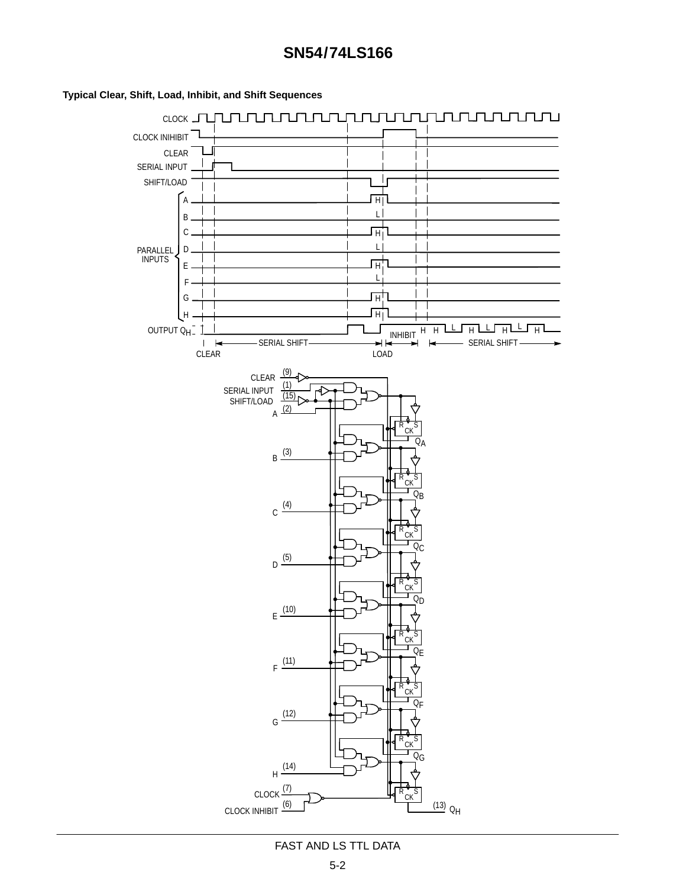## Typical Clear, Shift, Load, Inhibit, and Shift Sequences

CLOCK

CLOCK INHIBIT

CLEAR

SERIAL INPUT

SHIFT/LOAD

PARALLEL INPUTS: A (H), B (L), C (H), D (L), E (H), F (L), G (H), H (H)

OUTPUT $Q_H$: INHIBIT, H H L H L H L H

CLEAR — SERIAL SHIFT — LOAD — INHIBIT — SERIAL SHIFT

CLEAR (9)

SERIAL INPUT (1)

SHIFT/LOAD (15)

A (2)

B (3)

C (4)

D (5)

E (10)

F (11)

G (12)

H (14)

CLOCK (7)

CLOCK INHIBIT (6)

$Q_A$, $Q_B$, $Q_C$, $Q_D$, $Q_E$, $Q_F$, $Q_G$

(13) $Q_H$

R S CK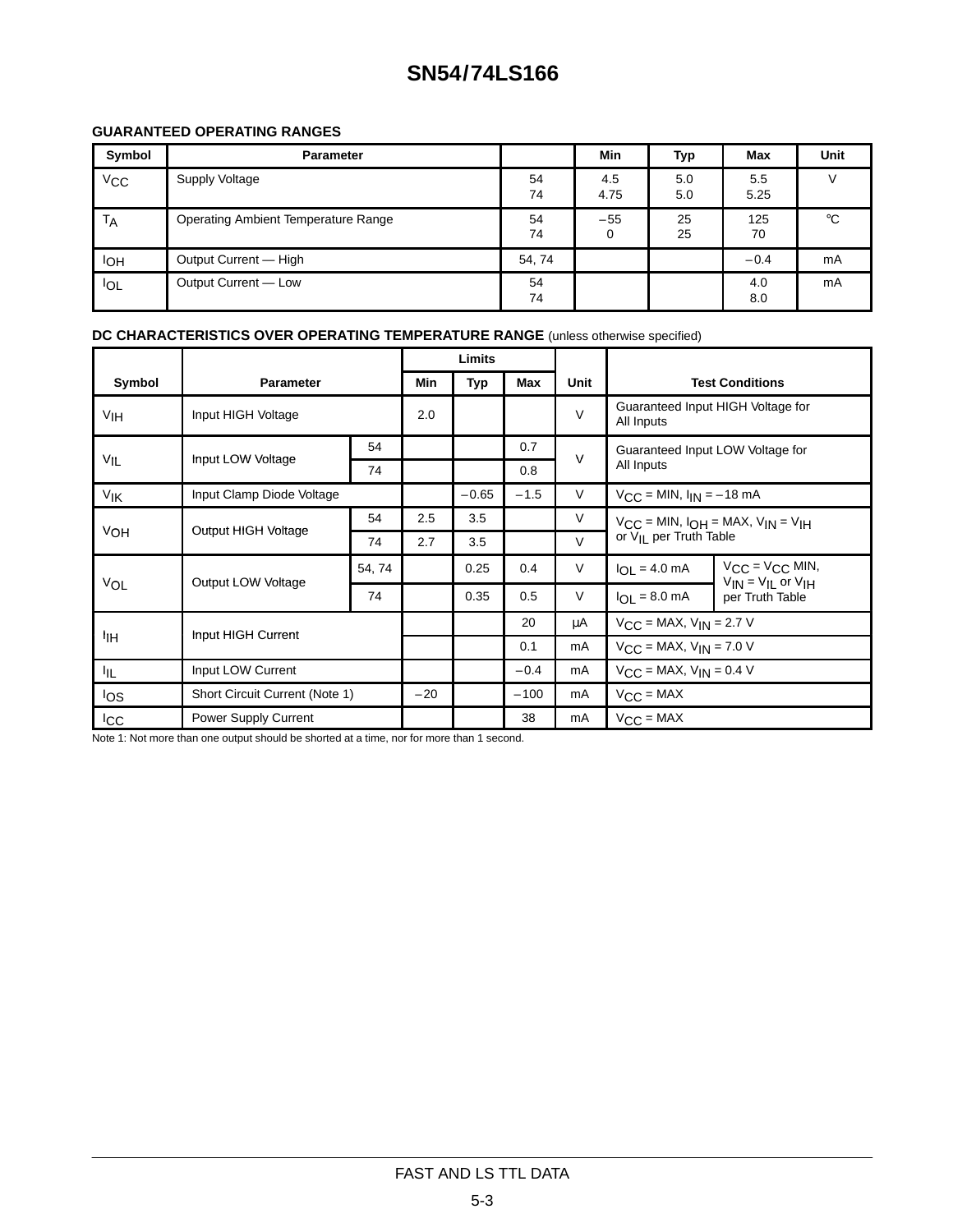# SN54/74LS166

### GUARANTEED OPERATING RANGES

| Symbol | Parameter | | Min | Typ | Max | Unit |
|---|---|---|---|---|---|---|
| $V_{CC}$ | Supply Voltage | 54<br>74 | 4.5<br>4.75 | 5.0<br>5.0 | 5.5<br>5.25 | V |
| $T_A$ | Operating Ambient Temperature Range | 54<br>74 | −55<br>0 | 25<br>25 | 125<br>70 | °C |
| $I_{OH}$ | Output Current — High | 54, 74 | | | −0.4 | mA |
| $I_{OL}$ | Output Current — Low | 54<br>74 | | | 4.0<br>8.0 | mA |

### DC CHARACTERISTICS OVER OPERATING TEMPERATURE RANGE (unless otherwise specified)

| Symbol | Parameter | | Limits Min | Limits Typ | Limits Max | Unit | Test Conditions | |
|---|---|---|---|---|---|---|---|---|
| $V_{IH}$ | Input HIGH Voltage | | 2.0 | | | V | Guaranteed Input HIGH Voltage for All Inputs | |
| $V_{IL}$ | Input LOW Voltage | 54 | | | 0.7 | V | Guaranteed Input LOW Voltage for All Inputs | |
| | | 74 | | | 0.8 | | | |
| $V_{IK}$ | Input Clamp Diode Voltage | | | −0.65 | −1.5 | V | $V_{CC}$ = MIN, $I_{IN}$ = −18 mA | |
| $V_{OH}$ | Output HIGH Voltage | 54 | 2.5 | 3.5 | | V | $V_{CC}$ = MIN, $I_{OH}$ = MAX, $V_{IN}$ = $V_{IH}$ or $V_{IL}$ per Truth Table | |
| | | 74 | 2.7 | 3.5 | | V | | |
| $V_{OL}$ | Output LOW Voltage | 54, 74 | | 0.25 | 0.4 | V | $I_{OL}$ = 4.0 mA | $V_{CC}$ = $V_{CC}$ MIN, $V_{IN}$ = $V_{IL}$ or $V_{IH}$ per Truth Table |
| | | 74 | | 0.35 | 0.5 | V | $I_{OL}$ = 8.0 mA | |
| $I_{IH}$ | Input HIGH Current | | | | 20 | µA | $V_{CC}$ = MAX, $V_{IN}$ = 2.7 V | |
| | | | | | 0.1 | mA | $V_{CC}$ = MAX, $V_{IN}$ = 7.0 V | |
| $I_{IL}$ | Input LOW Current | | | | −0.4 | mA | $V_{CC}$ = MAX, $V_{IN}$ = 0.4 V | |
| $I_{OS}$ | Short Circuit Current (Note 1) | | −20 | | −100 | mA | $V_{CC}$ = MAX | |
| $I_{CC}$ | Power Supply Current | | | | 38 | mA | $V_{CC}$ = MAX | |

Note 1: Not more than one output should be shorted at a time, nor for more than 1 second.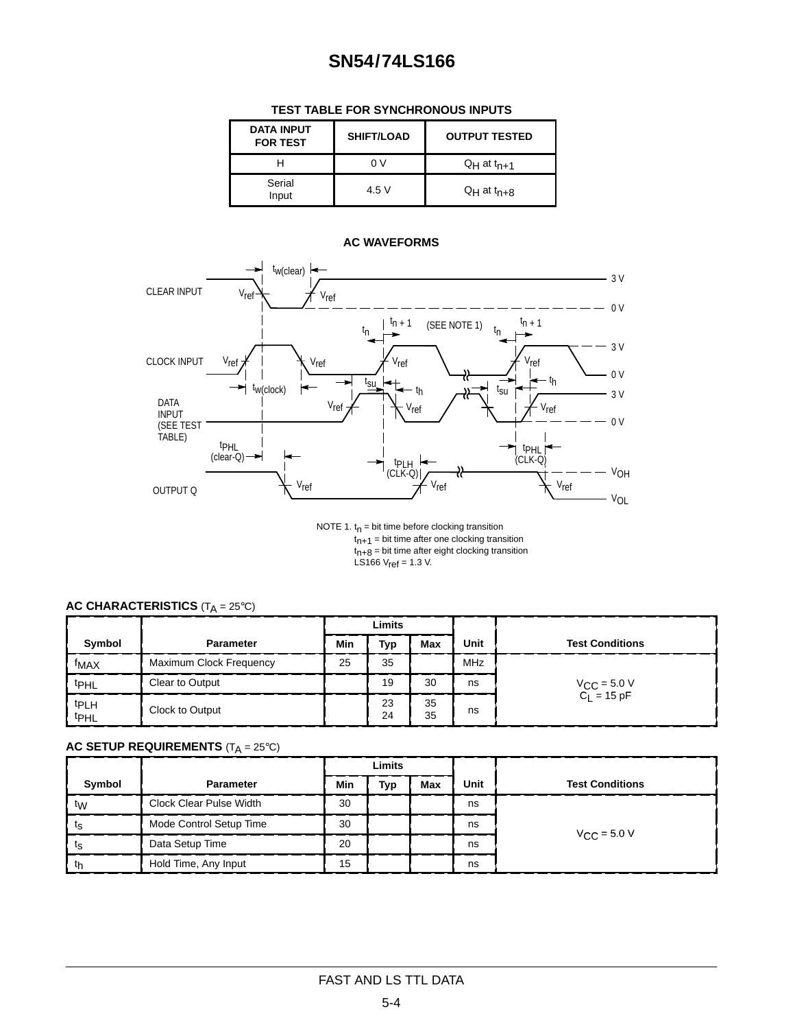# SN54/74LS166

### TEST TABLE FOR SYNCHRONOUS INPUTS

| DATA INPUT FOR TEST | SHIFT/LOAD | OUTPUT TESTED |
|---|---|---|
| H | 0 V | $Q_H$ at $t_{n+1}$ |
| Serial Input | 4.5 V | $Q_H$ at $t_{n+8}$ |

### AC WAVEFORMS

CLEAR INPUT
CLOCK INPUT
DATA INPUT (SEE TEST TABLE)
OUTPUT Q
$t_{w(clear)}$
$t_{w(clock)}$
$V_{ref}$
3 V
0 V
$t_n$
$t_{n+1}$
(SEE NOTE 1)
$t_{su}$
$t_h$
$t_{PHL}$ (clear-Q)
$t_{PLH}$ (CLK-Q)
$t_{PHL}$ (CLK-Q)
$V_{OH}$
$V_{OL}$

NOTE 1. $t_n$ = bit time before clocking transition
$t_{n+1}$ = bit time after one clocking transition
$t_{n+8}$ = bit time after eight clocking transition
LS166 $V_{ref}$ = 1.3 V.

**AC CHARACTERISTICS** ($T_A$ = 25°C)

| Symbol | Parameter | Limits | | | Unit | Test Conditions |
|---|---|---|---|---|---|---|
| | | Min | Typ | Max | | |
| $f_{MAX}$ | Maximum Clock Frequency | 25 | 35 | | MHz | $V_{CC}$ = 5.0 V, $C_L$ = 15 pF |
| $t_{PHL}$ | Clear to Output | | 19 | 30 | ns | |
| $t_{PLH}$ $t_{PHL}$ | Clock to Output | | 23 24 | 35 35 | ns | |

**AC SETUP REQUIREMENTS** ($T_A$ = 25°C)

| Symbol | Parameter | Limits | | | Unit | Test Conditions |
|---|---|---|---|---|---|---|
| | | Min | Typ | Max | | |
| $t_W$ | Clock Clear Pulse Width | 30 | | | ns | $V_{CC}$ = 5.0 V |
| $t_s$ | Mode Control Setup Time | 30 | | | ns | |
| $t_s$ | Data Setup Time | 20 | | | ns | |
| $t_h$ | Hold Time, Any Input | 15 | | | ns | |